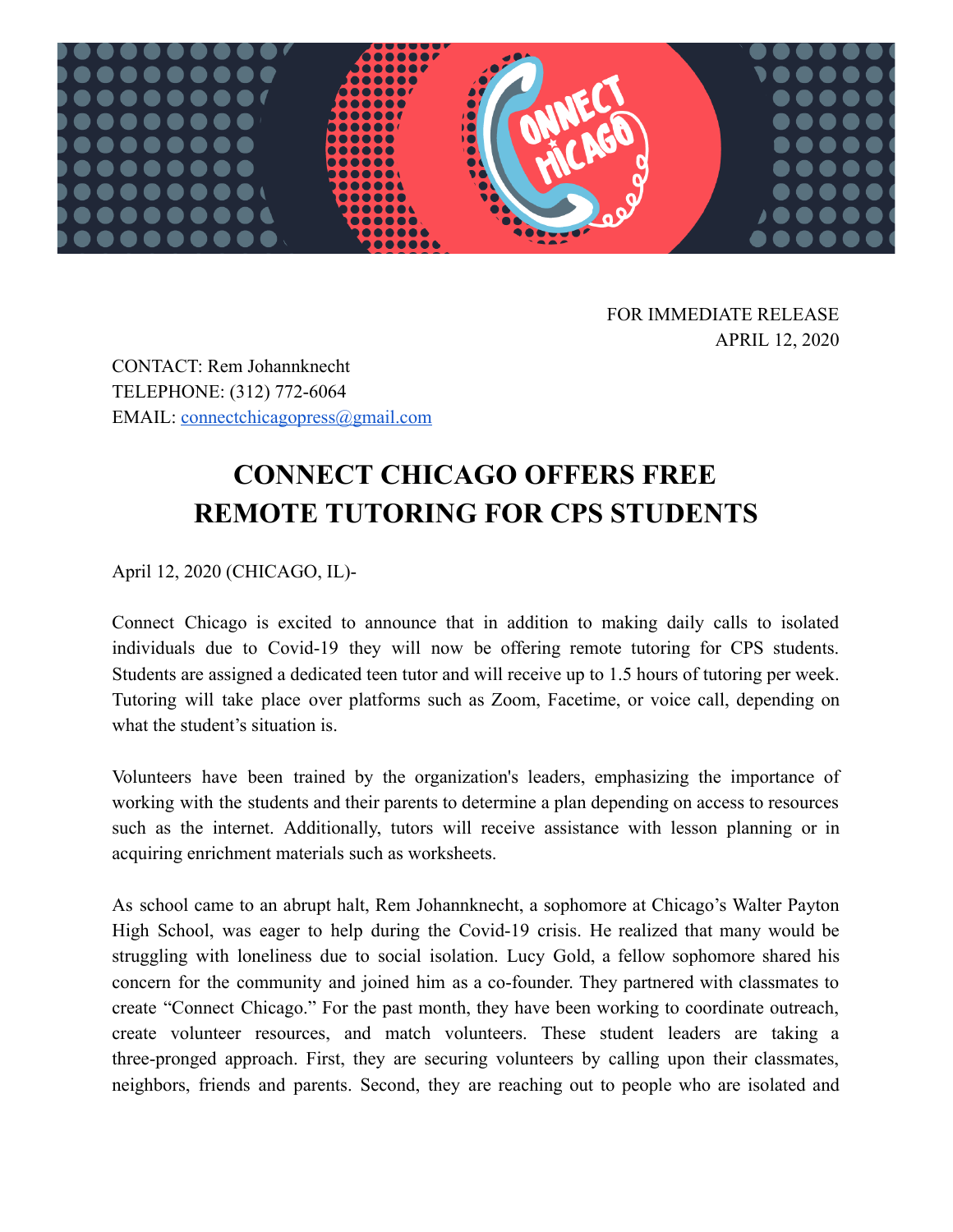FOR IMMEDIATE RELEASE
APRIL 12, 2020

CONTACT: Rem Johannknecht
TELEPHONE: (312) 772-6064
EMAIL: connectchicagopress@gmail.com

# CONNECT CHICAGO OFFERS FREE REMOTE TUTORING FOR CPS STUDENTS

April 12, 2020 (CHICAGO, IL)-

Connect Chicago is excited to announce that in addition to making daily calls to isolated individuals due to Covid-19 they will now be offering remote tutoring for CPS students. Students are assigned a dedicated teen tutor and will receive up to 1.5 hours of tutoring per week. Tutoring will take place over platforms such as Zoom, Facetime, or voice call, depending on what the student's situation is.

Volunteers have been trained by the organization's leaders, emphasizing the importance of working with the students and their parents to determine a plan depending on access to resources such as the internet. Additionally, tutors will receive assistance with lesson planning or in acquiring enrichment materials such as worksheets.

As school came to an abrupt halt, Rem Johannknecht, a sophomore at Chicago's Walter Payton High School, was eager to help during the Covid-19 crisis. He realized that many would be struggling with loneliness due to social isolation. Lucy Gold, a fellow sophomore shared his concern for the community and joined him as a co-founder. They partnered with classmates to create "Connect Chicago." For the past month, they have been working to coordinate outreach, create volunteer resources, and match volunteers. These student leaders are taking a three-pronged approach. First, they are securing volunteers by calling upon their classmates, neighbors, friends and parents. Second, they are reaching out to people who are isolated and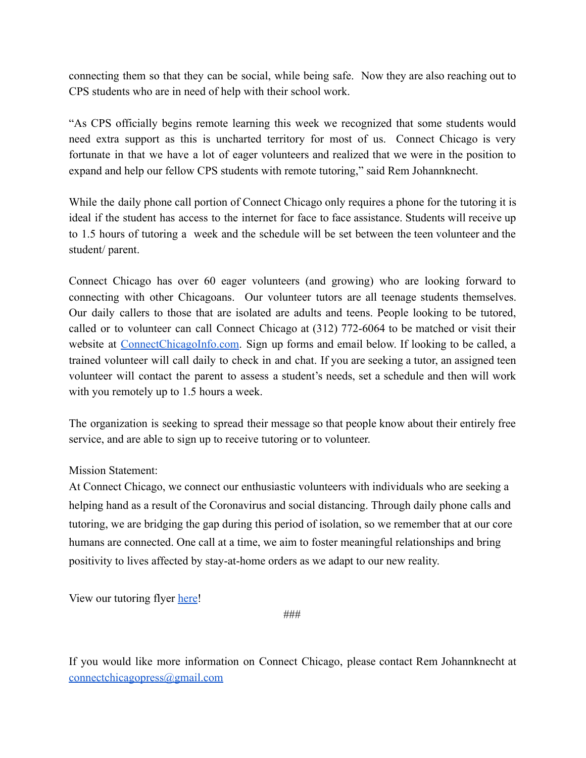connecting them so that they can be social, while being safe. Now they are also reaching out to CPS students who are in need of help with their school work.

"As CPS officially begins remote learning this week we recognized that some students would need extra support as this is uncharted territory for most of us. Connect Chicago is very fortunate in that we have a lot of eager volunteers and realized that we were in the position to expand and help our fellow CPS students with remote tutoring," said Rem Johannknecht.

While the daily phone call portion of Connect Chicago only requires a phone for the tutoring it is ideal if the student has access to the internet for face to face assistance. Students will receive up to 1.5 hours of tutoring a week and the schedule will be set between the teen volunteer and the student/ parent.

Connect Chicago has over 60 eager volunteers (and growing) who are looking forward to connecting with other Chicagoans. Our volunteer tutors are all teenage students themselves. Our daily callers to those that are isolated are adults and teens. People looking to be tutored, called or to volunteer can call Connect Chicago at (312) 772-6064 to be matched or visit their website at [ConnectChicagoInfo.com](ConnectChicagoInfo.com). Sign up forms and email below. If looking to be called, a trained volunteer will call daily to check in and chat. If you are seeking a tutor, an assigned teen volunteer will contact the parent to assess a student's needs, set a schedule and then will work with you remotely up to 1.5 hours a week.

The organization is seeking to spread their message so that people know about their entirely free service, and are able to sign up to receive tutoring or to volunteer.

Mission Statement:
At Connect Chicago, we connect our enthusiastic volunteers with individuals who are seeking a helping hand as a result of the Coronavirus and social distancing. Through daily phone calls and tutoring, we are bridging the gap during this period of isolation, so we remember that at our core humans are connected. One call at a time, we aim to foster meaningful relationships and bring positivity to lives affected by stay-at-home orders as we adapt to our new reality.

View our tutoring flyer here!

###

If you would like more information on Connect Chicago, please contact Rem Johannknecht at connectchicagopress@gmail.com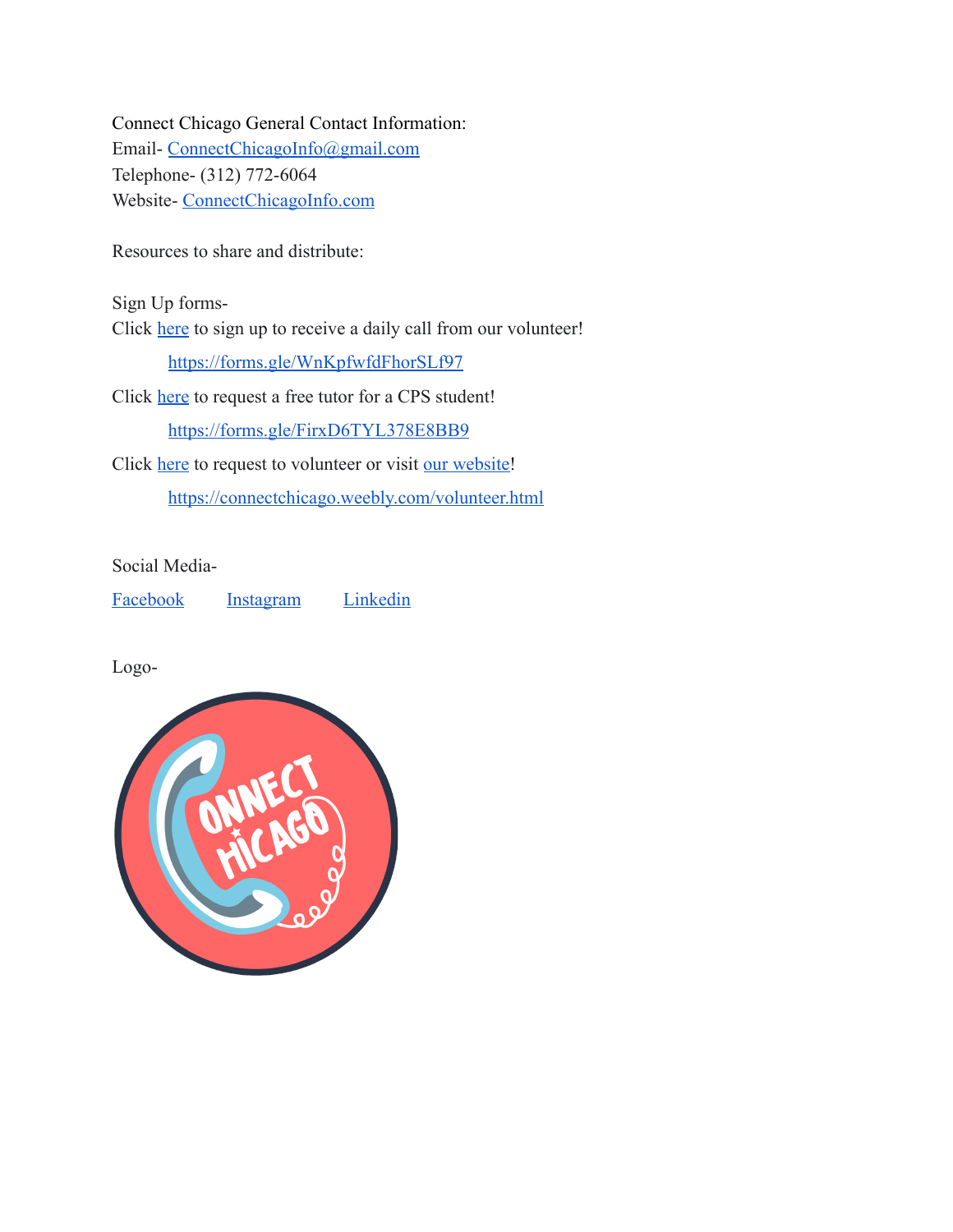Connect Chicago General Contact Information:
Email- ConnectChicagoInfo@gmail.com
Telephone- (312) 772-6064
Website- ConnectChicagoInfo.com

Resources to share and distribute:

Sign Up forms-
Click here to sign up to receive a daily call from our volunteer!

https://forms.gle/WnKpfwfdFhorSLf97

Click here to request a free tutor for a CPS student!

https://forms.gle/FirxD6TYL378E8BB9

Click here to request to volunteer or visit our website!

https://connectchicago.weebly.com/volunteer.html

Social Media-

Facebook    Instagram    Linkedin

Logo-